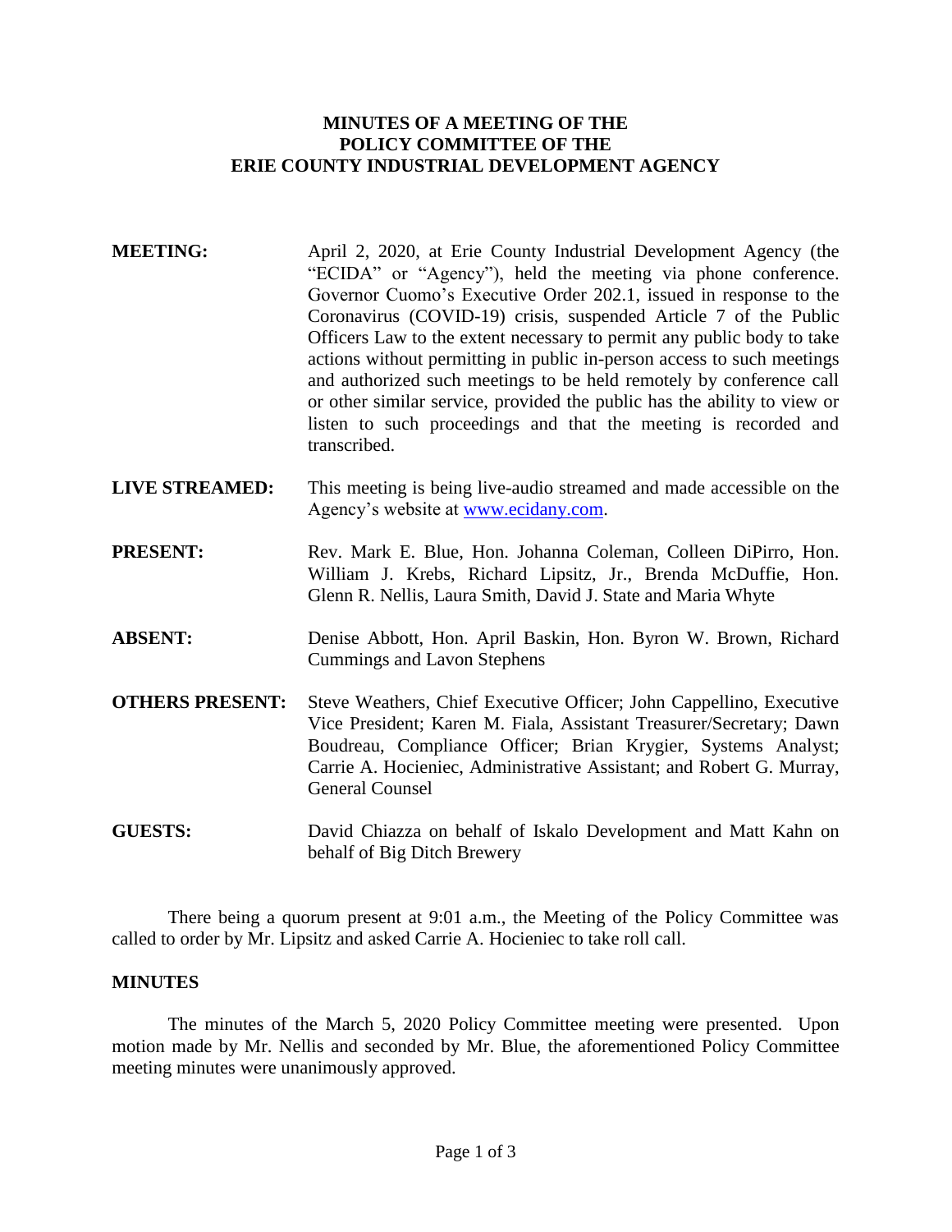# MINUTES OF A MEETING OF THE POLICY COMMITTEE OF THE ERIE COUNTY INDUSTRIAL DEVELOPMENT AGENCY

**MEETING:** April 2, 2020, at Erie County Industrial Development Agency (the "ECIDA" or "Agency"), held the meeting via phone conference. Governor Cuomo's Executive Order 202.1, issued in response to the Coronavirus (COVID-19) crisis, suspended Article 7 of the Public Officers Law to the extent necessary to permit any public body to take actions without permitting in public in-person access to such meetings and authorized such meetings to be held remotely by conference call or other similar service, provided the public has the ability to view or listen to such proceedings and that the meeting is recorded and transcribed.

**LIVE STREAMED:** This meeting is being live-audio streamed and made accessible on the Agency's website at www.ecidany.com.

**PRESENT:** Rev. Mark E. Blue, Hon. Johanna Coleman, Colleen DiPirro, Hon. William J. Krebs, Richard Lipsitz, Jr., Brenda McDuffie, Hon. Glenn R. Nellis, Laura Smith, David J. State and Maria Whyte

**ABSENT:** Denise Abbott, Hon. April Baskin, Hon. Byron W. Brown, Richard Cummings and Lavon Stephens

**OTHERS PRESENT:** Steve Weathers, Chief Executive Officer; John Cappellino, Executive Vice President; Karen M. Fiala, Assistant Treasurer/Secretary; Dawn Boudreau, Compliance Officer; Brian Krygier, Systems Analyst; Carrie A. Hocieniec, Administrative Assistant; and Robert G. Murray, General Counsel

**GUESTS:** David Chiazza on behalf of Iskalo Development and Matt Kahn on behalf of Big Ditch Brewery

There being a quorum present at 9:01 a.m., the Meeting of the Policy Committee was called to order by Mr. Lipsitz and asked Carrie A. Hocieniec to take roll call.

## MINUTES

The minutes of the March 5, 2020 Policy Committee meeting were presented. Upon motion made by Mr. Nellis and seconded by Mr. Blue, the aforementioned Policy Committee meeting minutes were unanimously approved.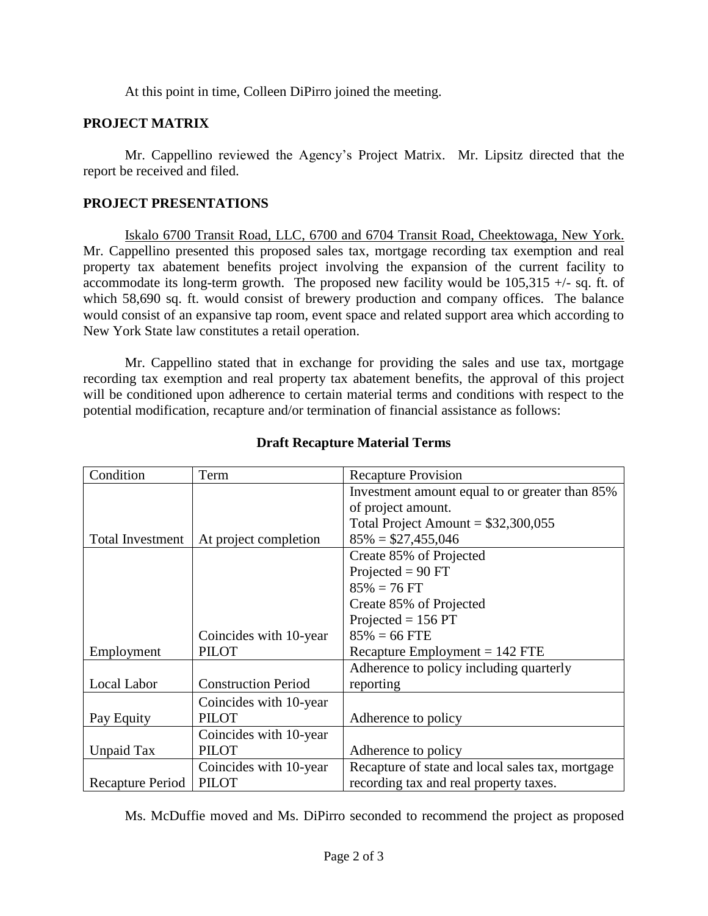At this point in time, Colleen DiPirro joined the meeting.

## PROJECT MATRIX

Mr. Cappellino reviewed the Agency's Project Matrix. Mr. Lipsitz directed that the report be received and filed.

## PROJECT PRESENTATIONS

Iskalo 6700 Transit Road, LLC, 6700 and 6704 Transit Road, Cheektowaga, New York. Mr. Cappellino presented this proposed sales tax, mortgage recording tax exemption and real property tax abatement benefits project involving the expansion of the current facility to accommodate its long-term growth. The proposed new facility would be 105,315 +/- sq. ft. of which 58,690 sq. ft. would consist of brewery production and company offices. The balance would consist of an expansive tap room, event space and related support area which according to New York State law constitutes a retail operation.

Mr. Cappellino stated that in exchange for providing the sales and use tax, mortgage recording tax exemption and real property tax abatement benefits, the approval of this project will be conditioned upon adherence to certain material terms and conditions with respect to the potential modification, recapture and/or termination of financial assistance as follows:

**Draft Recapture Material Terms**

| Condition | Term | Recapture Provision |
|---|---|---|
| Total Investment | At project completion | Investment amount equal to or greater than 85% of project amount.<br>Total Project Amount = $32,300,055<br>85% = $27,455,046 |
| Employment | Coincides with 10-year PILOT | Create 85% of Projected<br>Projected = 90 FT<br>85% = 76 FT<br>Create 85% of Projected<br>Projected = 156 PT<br>85% = 66 FTE<br>Recapture Employment = 142 FTE |
| Local Labor | Construction Period | Adherence to policy including quarterly reporting |
| Pay Equity | Coincides with 10-year PILOT | Adherence to policy |
| Unpaid Tax | Coincides with 10-year PILOT | Adherence to policy |
| Recapture Period | Coincides with 10-year PILOT | Recapture of state and local sales tax, mortgage recording tax and real property taxes. |

Ms. McDuffie moved and Ms. DiPirro seconded to recommend the project as proposed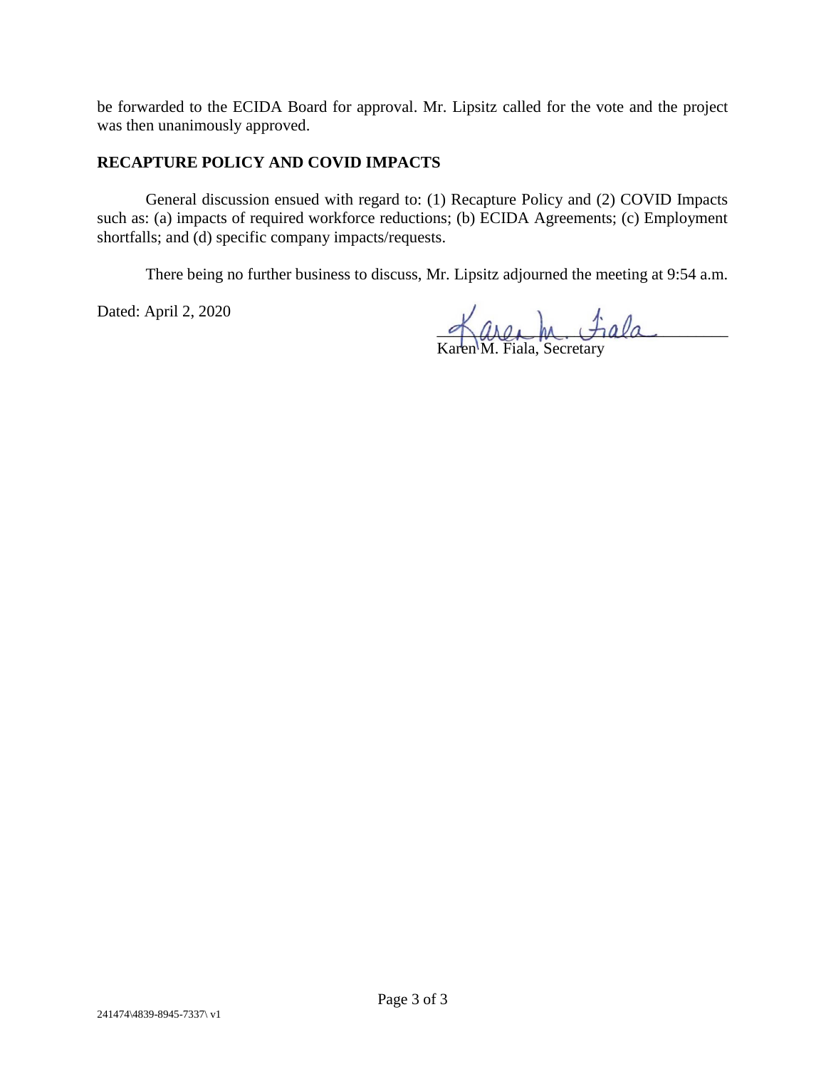be forwarded to the ECIDA Board for approval. Mr. Lipsitz called for the vote and the project was then unanimously approved.

## RECAPTURE POLICY AND COVID IMPACTS

General discussion ensued with regard to: (1) Recapture Policy and (2) COVID Impacts such as: (a) impacts of required workforce reductions; (b) ECIDA Agreements; (c) Employment shortfalls; and (d) specific company impacts/requests.

There being no further business to discuss, Mr. Lipsitz adjourned the meeting at 9:54 a.m.

Dated: April 2, 2020

Karen M. Fiala

Karen M. Fiala, Secretary

241474\4839-8945-7337\ v1